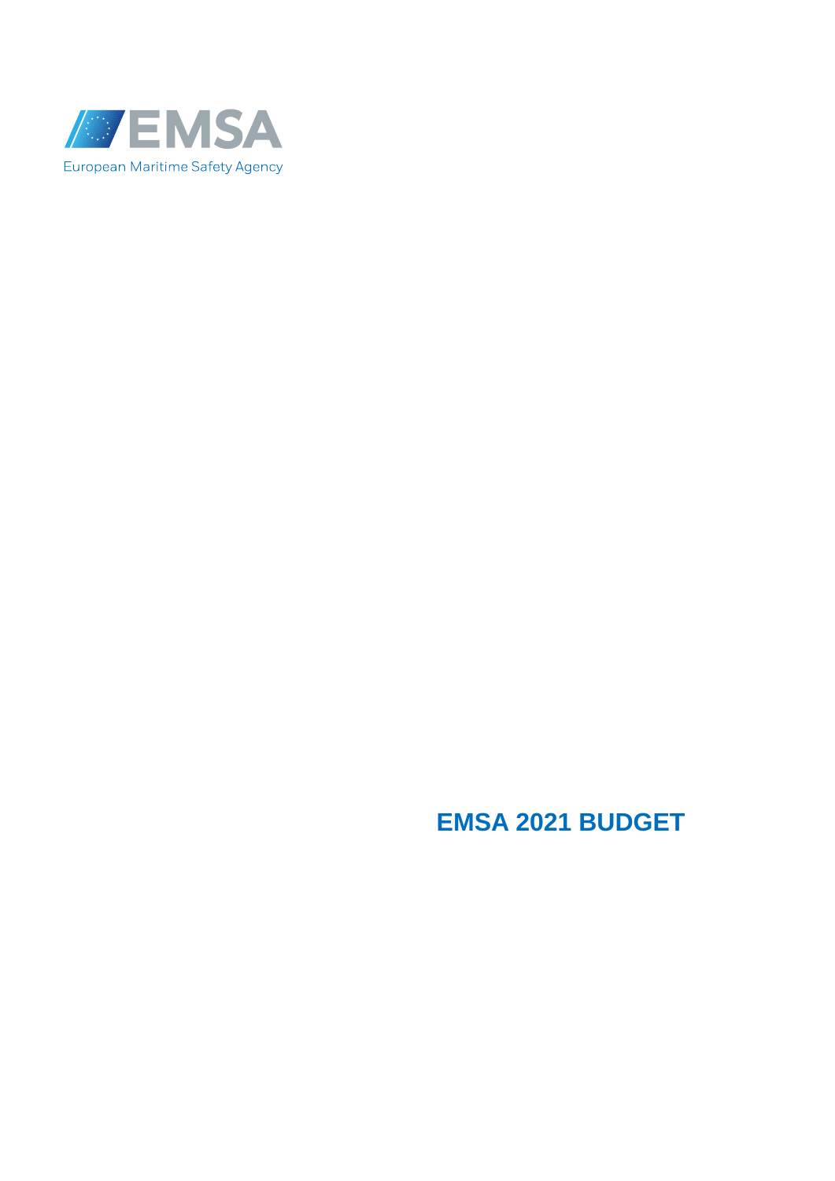EMSA

European Maritime Safety Agency

# EMSA 2021 BUDGET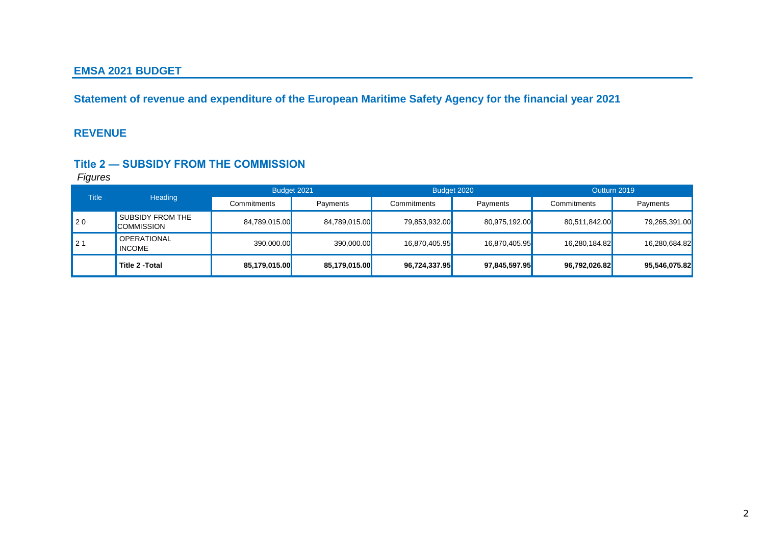## EMSA 2021 BUDGET

### Statement of revenue and expenditure of the European Maritime Safety Agency for the financial year 2021

### REVENUE

### Title 2 — SUBSIDY FROM THE COMMISSION

*Figures*

| Title | Heading | Budget 2021 | | Budget 2020 | | Outturn 2019 | |
|---|---|---|---|---|---|---|---|
| | | Commitments | Payments | Commitments | Payments | Commitments | Payments |
| 2 0 | SUBSIDY FROM THE COMMISSION | 84,789,015.00 | 84,789,015.00 | 79,853,932.00 | 80,975,192.00 | 80,511,842.00 | 79,265,391.00 |
| 2 1 | OPERATIONAL INCOME | 390,000.00 | 390,000.00 | 16,870,405.95 | 16,870,405.95 | 16,280,184.82 | 16,280,684.82 |
| | **Title 2 -Total** | **85,179,015.00** | **85,179,015.00** | **96,724,337.95** | **97,845,597.95** | **96,792,026.82** | **95,546,075.82** |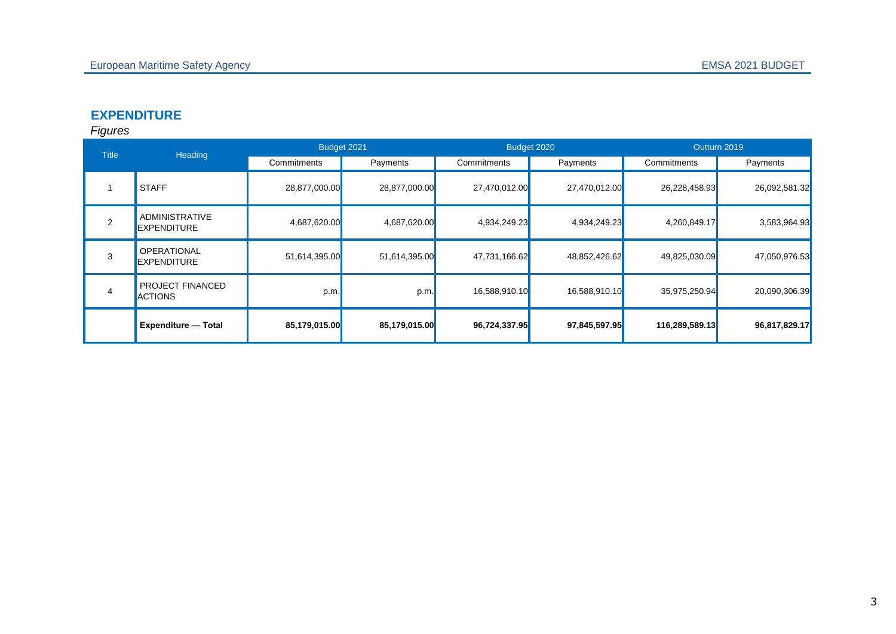## EXPENDITURE

*Figures*

| Title | Heading | Budget 2021 | | Budget 2020 | | Outturn 2019 | |
|---|---|---|---|---|---|---|---|
| | | Commitments | Payments | Commitments | Payments | Commitments | Payments |
| 1 | STAFF | 28,877,000.00 | 28,877,000.00 | 27,470,012.00 | 27,470,012.00 | 26,228,458.93 | 26,092,581.32 |
| 2 | ADMINISTRATIVE EXPENDITURE | 4,687,620.00 | 4,687,620.00 | 4,934,249.23 | 4,934,249.23 | 4,260,849.17 | 3,583,964.93 |
| 3 | OPERATIONAL EXPENDITURE | 51,614,395.00 | 51,614,395.00 | 47,731,166.62 | 48,852,426.62 | 49,825,030.09 | 47,050,976.53 |
| 4 | PROJECT FINANCED ACTIONS | p.m. | p.m. | 16,588,910.10 | 16,588,910.10 | 35,975,250.94 | 20,090,306.39 |
| | **Expenditure — Total** | **85,179,015.00** | **85,179,015.00** | **96,724,337.95** | **97,845,597.95** | **116,289,589.13** | **96,817,829.17** |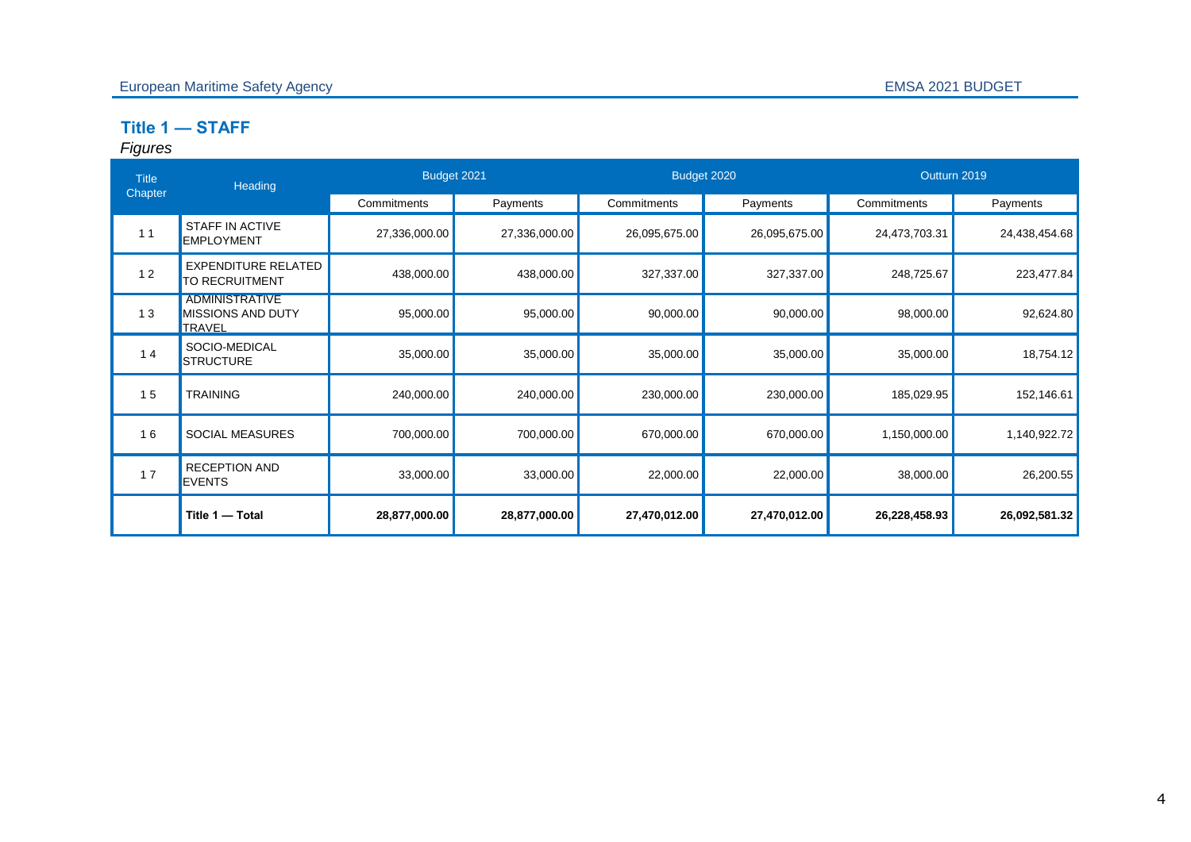## Title 1 — STAFF

*Figures*

| Title Chapter | Heading | Budget 2021 | | Budget 2020 | | Outturn 2019 | |
|---|---|---|---|---|---|---|---|
| | | Commitments | Payments | Commitments | Payments | Commitments | Payments |
| 1 1 | STAFF IN ACTIVE EMPLOYMENT | 27,336,000.00 | 27,336,000.00 | 26,095,675.00 | 26,095,675.00 | 24,473,703.31 | 24,438,454.68 |
| 1 2 | EXPENDITURE RELATED TO RECRUITMENT | 438,000.00 | 438,000.00 | 327,337.00 | 327,337.00 | 248,725.67 | 223,477.84 |
| 1 3 | ADMINISTRATIVE MISSIONS AND DUTY TRAVEL | 95,000.00 | 95,000.00 | 90,000.00 | 90,000.00 | 98,000.00 | 92,624.80 |
| 1 4 | SOCIO-MEDICAL STRUCTURE | 35,000.00 | 35,000.00 | 35,000.00 | 35,000.00 | 35,000.00 | 18,754.12 |
| 1 5 | TRAINING | 240,000.00 | 240,000.00 | 230,000.00 | 230,000.00 | 185,029.95 | 152,146.61 |
| 1 6 | SOCIAL MEASURES | 700,000.00 | 700,000.00 | 670,000.00 | 670,000.00 | 1,150,000.00 | 1,140,922.72 |
| 1 7 | RECEPTION AND EVENTS | 33,000.00 | 33,000.00 | 22,000.00 | 22,000.00 | 38,000.00 | 26,200.55 |
| | **Title 1 — Total** | **28,877,000.00** | **28,877,000.00** | **27,470,012.00** | **27,470,012.00** | **26,228,458.93** | **26,092,581.32** |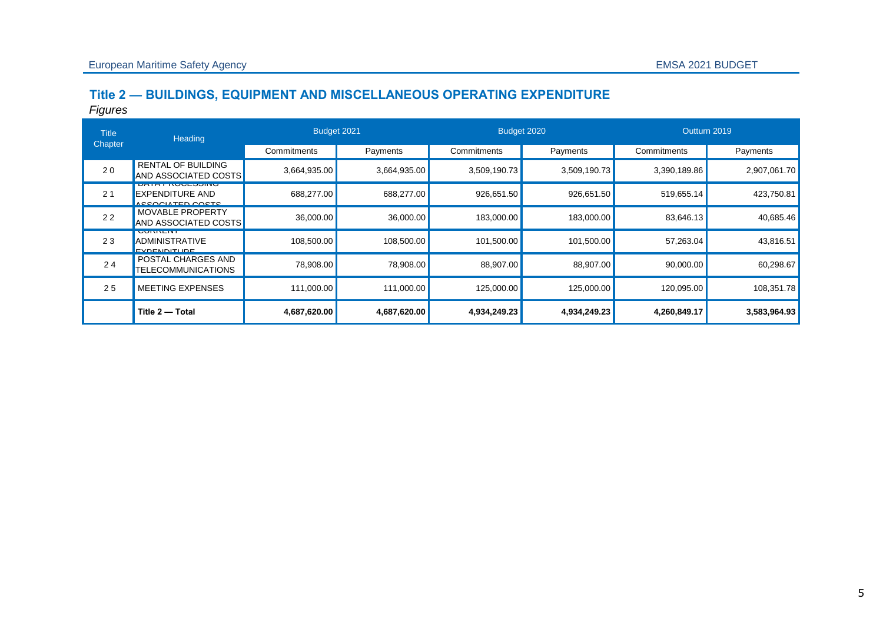## Title 2 — BUILDINGS, EQUIPMENT AND MISCELLANEOUS OPERATING EXPENDITURE

*Figures*

| Title Chapter | Heading | Budget 2021 | | Budget 2020 | | Outturn 2019 | |
|---|---|---|---|---|---|---|---|
| | | Commitments | Payments | Commitments | Payments | Commitments | Payments |
| 2 0 | RENTAL OF BUILDING AND ASSOCIATED COSTS | 3,664,935.00 | 3,664,935.00 | 3,509,190.73 | 3,509,190.73 | 3,390,189.86 | 2,907,061.70 |
| 2 1 | DATA PROCESSING EXPENDITURE AND ASSOCIATED COSTS | 688,277.00 | 688,277.00 | 926,651.50 | 926,651.50 | 519,655.14 | 423,750.81 |
| 2 2 | MOVABLE PROPERTY AND ASSOCIATED COSTS | 36,000.00 | 36,000.00 | 183,000.00 | 183,000.00 | 83,646.13 | 40,685.46 |
| 2 3 | CURRENT ADMINISTRATIVE EXPENDITURE | 108,500.00 | 108,500.00 | 101,500.00 | 101,500.00 | 57,263.04 | 43,816.51 |
| 2 4 | POSTAL CHARGES AND TELECOMMUNICATIONS | 78,908.00 | 78,908.00 | 88,907.00 | 88,907.00 | 90,000.00 | 60,298.67 |
| 2 5 | MEETING EXPENSES | 111,000.00 | 111,000.00 | 125,000.00 | 125,000.00 | 120,095.00 | 108,351.78 |
| | **Title 2 — Total** | **4,687,620.00** | **4,687,620.00** | **4,934,249.23** | **4,934,249.23** | **4,260,849.17** | **3,583,964.93** |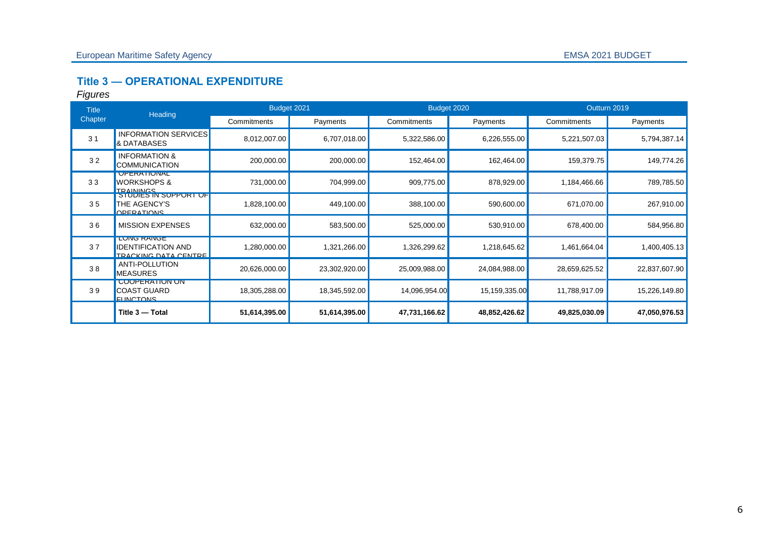## Title 3 — OPERATIONAL EXPENDITURE

*Figures*

| Title Chapter | Heading | Budget 2021 | | Budget 2020 | | Outturn 2019 | |
|---|---|---|---|---|---|---|---|
| | | Commitments | Payments | Commitments | Payments | Commitments | Payments |
| 3 1 | INFORMATION SERVICES & DATABASES | 8,012,007.00 | 6,707,018.00 | 5,322,586.00 | 6,226,555.00 | 5,221,507.03 | 5,794,387.14 |
| 3 2 | INFORMATION & COMMUNICATION | 200,000.00 | 200,000.00 | 152,464.00 | 162,464.00 | 159,379.75 | 149,774.26 |
| 3 3 | OPERATIONAL WORKSHOPS & TRAININGS | 731,000.00 | 704,999.00 | 909,775.00 | 878,929.00 | 1,184,466.66 | 789,785.50 |
| 3 5 | STUDIES IN SUPPORT OF THE AGENCY'S OPERATIONS | 1,828,100.00 | 449,100.00 | 388,100.00 | 590,600.00 | 671,070.00 | 267,910.00 |
| 3 6 | MISSION EXPENSES | 632,000.00 | 583,500.00 | 525,000.00 | 530,910.00 | 678,400.00 | 584,956.80 |
| 3 7 | LONG RANGE IDENTIFICATION AND TRACKING DATA CENTRE | 1,280,000.00 | 1,321,266.00 | 1,326,299.62 | 1,218,645.62 | 1,461,664.04 | 1,400,405.13 |
| 3 8 | ANTI-POLLUTION MEASURES | 20,626,000.00 | 23,302,920.00 | 25,009,988.00 | 24,084,988.00 | 28,659,625.52 | 22,837,607.90 |
| 3 9 | COOPERATION ON COAST GUARD FUNCTONS | 18,305,288.00 | 18,345,592.00 | 14,096,954.00 | 15,159,335.00 | 11,788,917.09 | 15,226,149.80 |
| | **Title 3 — Total** | **51,614,395.00** | **51,614,395.00** | **47,731,166.62** | **48,852,426.62** | **49,825,030.09** | **47,050,976.53** |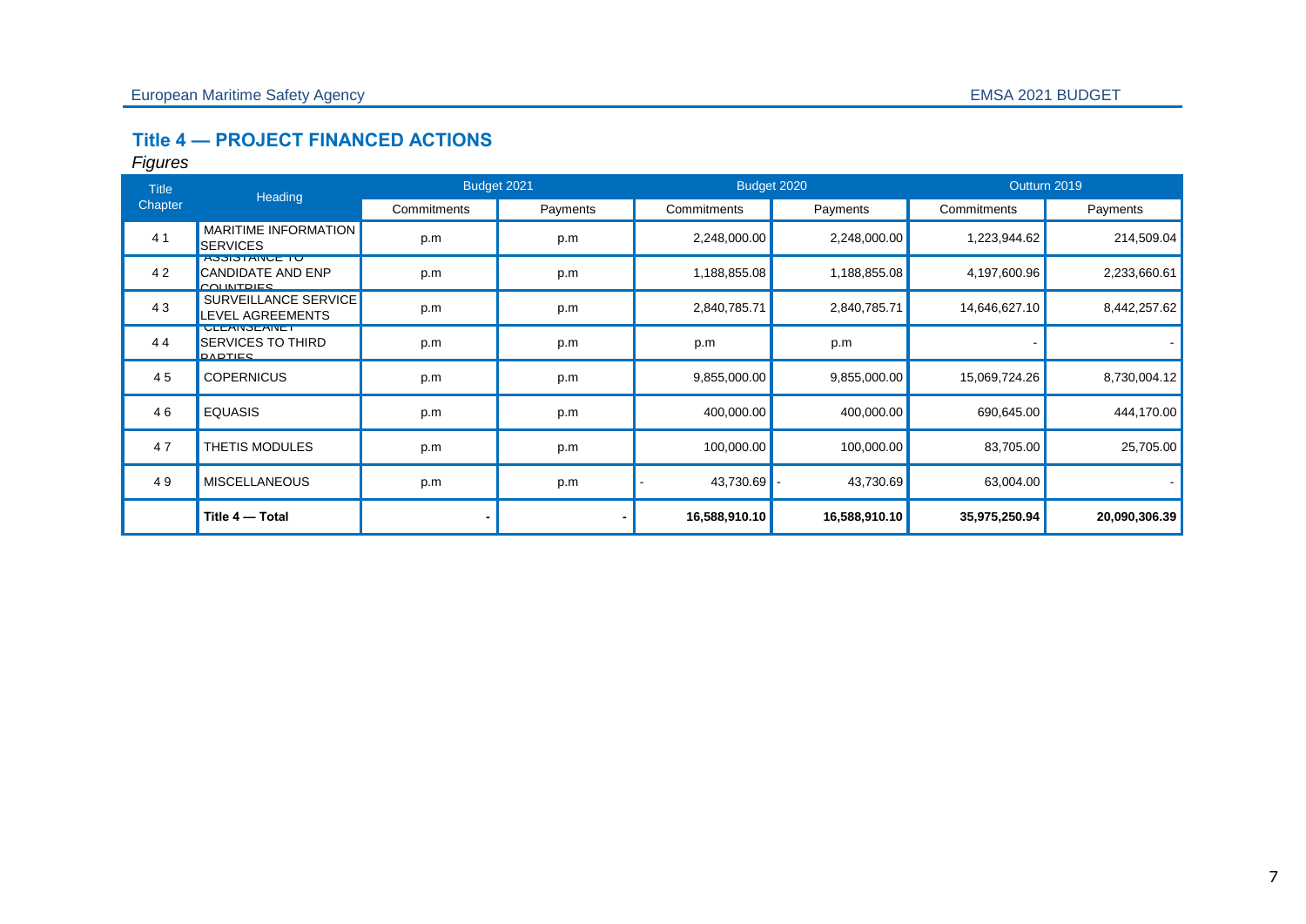## Title 4 — PROJECT FINANCED ACTIONS

*Figures*

| Title Chapter | Heading | Budget 2021 | | Budget 2020 | | Outturn 2019 | |
|---|---|---|---|---|---|---|---|
| | | Commitments | Payments | Commitments | Payments | Commitments | Payments |
| 4 1 | MARITIME INFORMATION SERVICES | p.m | p.m | 2,248,000.00 | 2,248,000.00 | 1,223,944.62 | 214,509.04 |
| 4 2 | ASSISTANCE TO CANDIDATE AND ENP COUNTRIES | p.m | p.m | 1,188,855.08 | 1,188,855.08 | 4,197,600.96 | 2,233,660.61 |
| 4 3 | SURVEILLANCE SERVICE LEVEL AGREEMENTS | p.m | p.m | 2,840,785.71 | 2,840,785.71 | 14,646,627.10 | 8,442,257.62 |
| 4 4 | CLEANSEANET SERVICES TO THIRD PARTIES | p.m | p.m | p.m | p.m | - | - |
| 4 5 | COPERNICUS | p.m | p.m | 9,855,000.00 | 9,855,000.00 | 15,069,724.26 | 8,730,004.12 |
| 4 6 | EQUASIS | p.m | p.m | 400,000.00 | 400,000.00 | 690,645.00 | 444,170.00 |
| 4 7 | THETIS MODULES | p.m | p.m | 100,000.00 | 100,000.00 | 83,705.00 | 25,705.00 |
| 4 9 | MISCELLANEOUS | p.m | p.m | - 43,730.69 | - 43,730.69 | 63,004.00 | - |
| | **Title 4 — Total** | **-** | **-** | **16,588,910.10** | **16,588,910.10** | **35,975,250.94** | **20,090,306.39** |